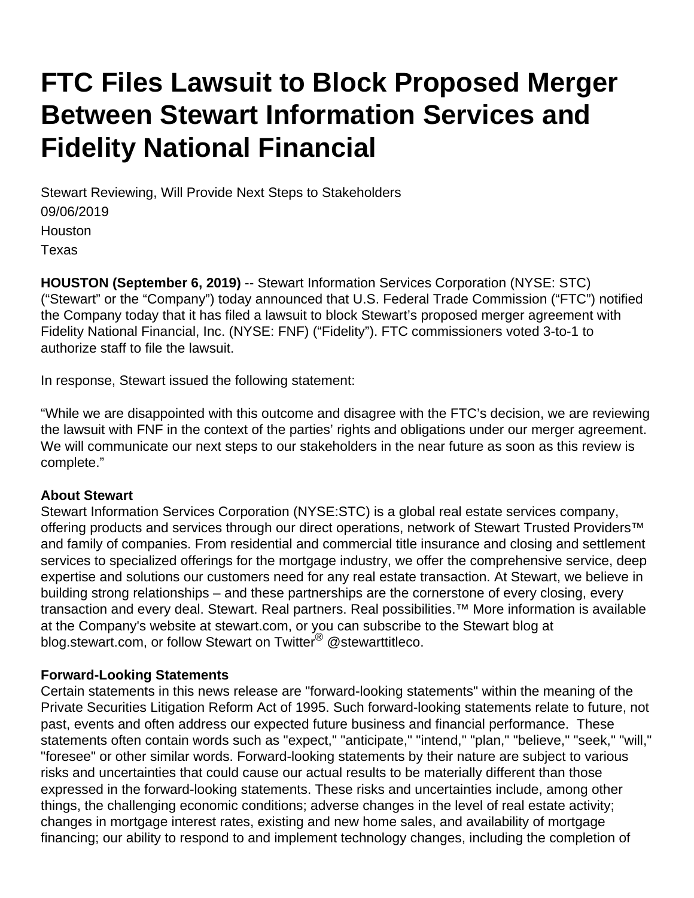# FTC Files Lawsuit to Block Proposed Merger Between Stewart Information Services and Fidelity National Financial

Stewart Reviewing, Will Provide Next Steps to Stakeholders

09/06/2019

Houston

Texas

**HOUSTON (September 6, 2019)** -- Stewart Information Services Corporation (NYSE: STC) ("Stewart" or the "Company") today announced that U.S. Federal Trade Commission ("FTC") notified the Company today that it has filed a lawsuit to block Stewart's proposed merger agreement with Fidelity National Financial, Inc. (NYSE: FNF) ("Fidelity"). FTC commissioners voted 3-to-1 to authorize staff to file the lawsuit.

In response, Stewart issued the following statement:

"While we are disappointed with this outcome and disagree with the FTC's decision, we are reviewing the lawsuit with FNF in the context of the parties' rights and obligations under our merger agreement. We will communicate our next steps to our stakeholders in the near future as soon as this review is complete."

**About Stewart**

Stewart Information Services Corporation (NYSE:STC) is a global real estate services company, offering products and services through our direct operations, network of Stewart Trusted Providers™ and family of companies. From residential and commercial title insurance and closing and settlement services to specialized offerings for the mortgage industry, we offer the comprehensive service, deep expertise and solutions our customers need for any real estate transaction. At Stewart, we believe in building strong relationships – and these partnerships are the cornerstone of every closing, every transaction and every deal. Stewart. Real partners. Real possibilities.™ More information is available at the Company's website at stewart.com, or you can subscribe to the Stewart blog at blog.stewart.com, or follow Stewart on Twitter® @stewarttitleco.

**Forward-Looking Statements**

Certain statements in this news release are "forward-looking statements" within the meaning of the Private Securities Litigation Reform Act of 1995. Such forward-looking statements relate to future, not past, events and often address our expected future business and financial performance. These statements often contain words such as "expect," "anticipate," "intend," "plan," "believe," "seek," "will," "foresee" or other similar words. Forward-looking statements by their nature are subject to various risks and uncertainties that could cause our actual results to be materially different than those expressed in the forward-looking statements. These risks and uncertainties include, among other things, the challenging economic conditions; adverse changes in the level of real estate activity; changes in mortgage interest rates, existing and new home sales, and availability of mortgage financing; our ability to respond to and implement technology changes, including the completion of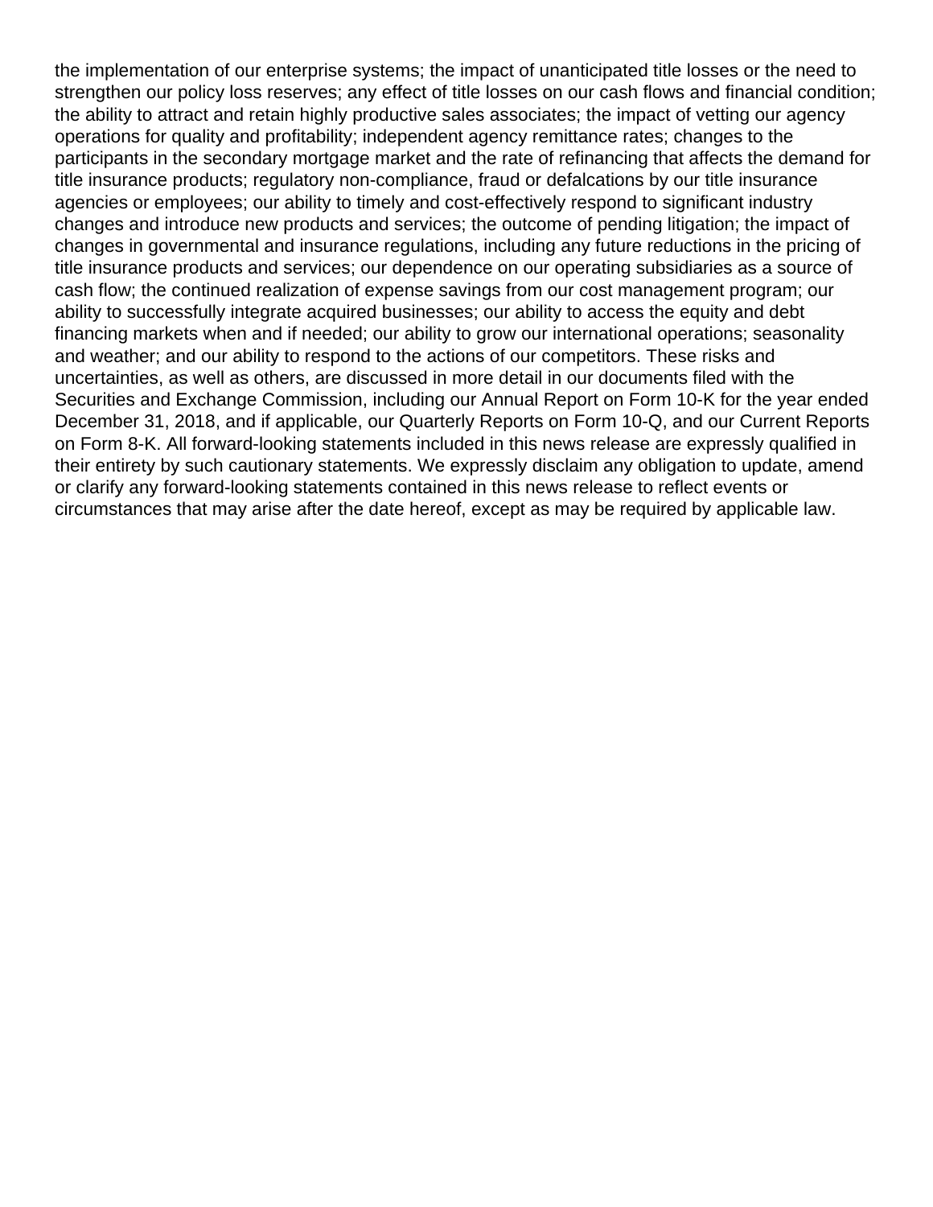the implementation of our enterprise systems; the impact of unanticipated title losses or the need to strengthen our policy loss reserves; any effect of title losses on our cash flows and financial condition; the ability to attract and retain highly productive sales associates; the impact of vetting our agency operations for quality and profitability; independent agency remittance rates; changes to the participants in the secondary mortgage market and the rate of refinancing that affects the demand for title insurance products; regulatory non-compliance, fraud or defalcations by our title insurance agencies or employees; our ability to timely and cost-effectively respond to significant industry changes and introduce new products and services; the outcome of pending litigation; the impact of changes in governmental and insurance regulations, including any future reductions in the pricing of title insurance products and services; our dependence on our operating subsidiaries as a source of cash flow; the continued realization of expense savings from our cost management program; our ability to successfully integrate acquired businesses; our ability to access the equity and debt financing markets when and if needed; our ability to grow our international operations; seasonality and weather; and our ability to respond to the actions of our competitors. These risks and uncertainties, as well as others, are discussed in more detail in our documents filed with the Securities and Exchange Commission, including our Annual Report on Form 10-K for the year ended December 31, 2018, and if applicable, our Quarterly Reports on Form 10-Q, and our Current Reports on Form 8-K. All forward-looking statements included in this news release are expressly qualified in their entirety by such cautionary statements. We expressly disclaim any obligation to update, amend or clarify any forward-looking statements contained in this news release to reflect events or circumstances that may arise after the date hereof, except as may be required by applicable law.